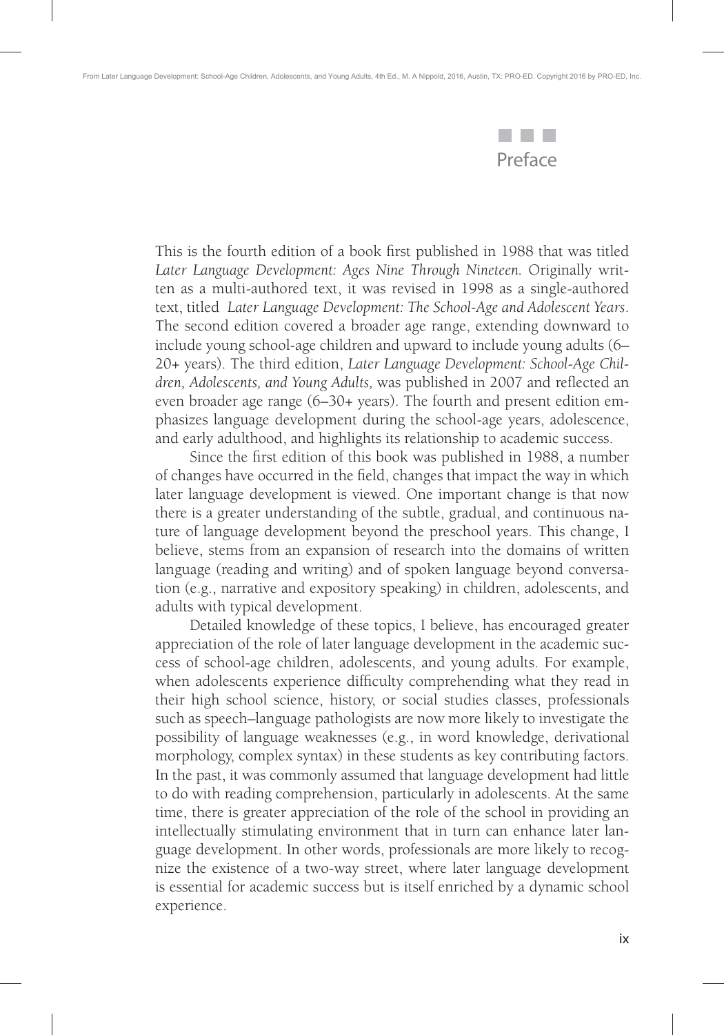# Preface

This is the fourth edition of a book first published in 1988 that was titled *Later Language Development: Ages Nine Through Nineteen.* Originally written as a multi-authored text, it was revised in 1998 as a single-authored text, titled *Later Language Development: The School-Age and Adolescent Years*. The second edition covered a broader age range, extending downward to include young school-age children and upward to include young adults (6–20+ years). The third edition, *Later Language Development: School-Age Children, Adolescents, and Young Adults,* was published in 2007 and reflected an even broader age range (6–30+ years). The fourth and present edition emphasizes language development during the school-age years, adolescence, and early adulthood, and highlights its relationship to academic success.

Since the first edition of this book was published in 1988, a number of changes have occurred in the field, changes that impact the way in which later language development is viewed. One important change is that now there is a greater understanding of the subtle, gradual, and continuous nature of language development beyond the preschool years. This change, I believe, stems from an expansion of research into the domains of written language (reading and writing) and of spoken language beyond conversation (e.g., narrative and expository speaking) in children, adolescents, and adults with typical development.

Detailed knowledge of these topics, I believe, has encouraged greater appreciation of the role of later language development in the academic success of school-age children, adolescents, and young adults. For example, when adolescents experience difficulty comprehending what they read in their high school science, history, or social studies classes, professionals such as speech–language pathologists are now more likely to investigate the possibility of language weaknesses (e.g., in word knowledge, derivational morphology, complex syntax) in these students as key contributing factors. In the past, it was commonly assumed that language development had little to do with reading comprehension, particularly in adolescents. At the same time, there is greater appreciation of the role of the school in providing an intellectually stimulating environment that in turn can enhance later language development. In other words, professionals are more likely to recognize the existence of a two-way street, where later language development is essential for academic success but is itself enriched by a dynamic school experience.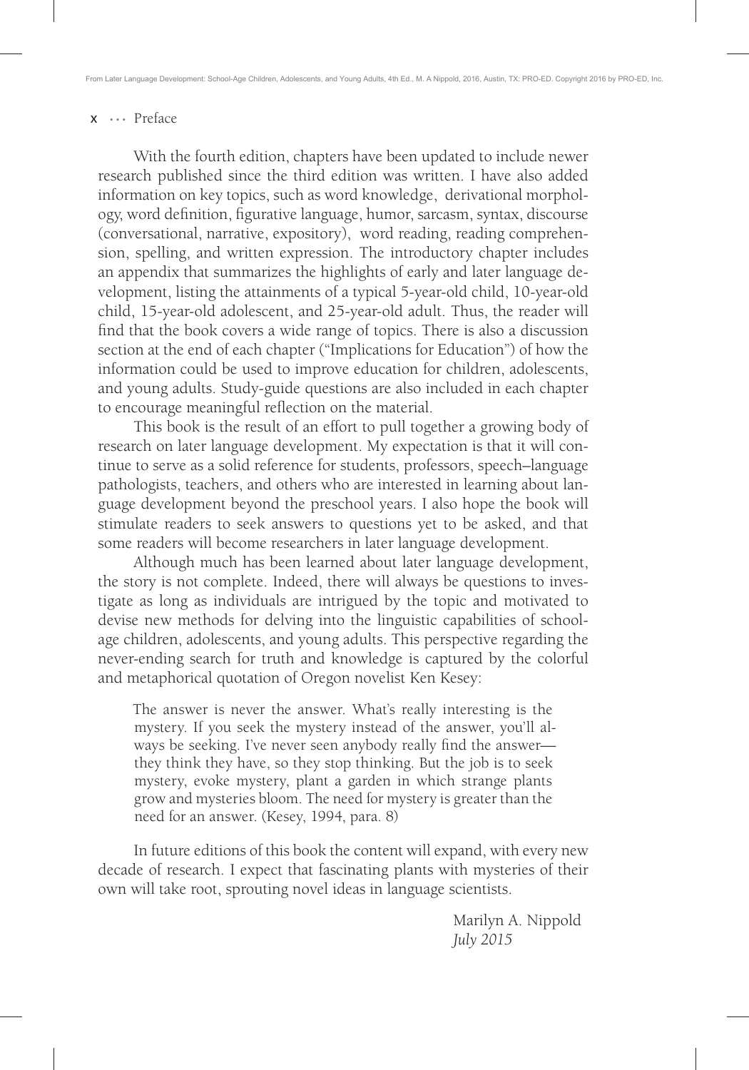With the fourth edition, chapters have been updated to include newer research published since the third edition was written. I have also added information on key topics, such as word knowledge, derivational morphology, word definition, figurative language, humor, sarcasm, syntax, discourse (conversational, narrative, expository), word reading, reading comprehension, spelling, and written expression. The introductory chapter includes an appendix that summarizes the highlights of early and later language development, listing the attainments of a typical 5-year-old child, 10-year-old child, 15-year-old adolescent, and 25-year-old adult. Thus, the reader will find that the book covers a wide range of topics. There is also a discussion section at the end of each chapter ("Implications for Education") of how the information could be used to improve education for children, adolescents, and young adults. Study-guide questions are also included in each chapter to encourage meaningful reflection on the material.

This book is the result of an effort to pull together a growing body of research on later language development. My expectation is that it will continue to serve as a solid reference for students, professors, speech–language pathologists, teachers, and others who are interested in learning about language development beyond the preschool years. I also hope the book will stimulate readers to seek answers to questions yet to be asked, and that some readers will become researchers in later language development.

Although much has been learned about later language development, the story is not complete. Indeed, there will always be questions to investigate as long as individuals are intrigued by the topic and motivated to devise new methods for delving into the linguistic capabilities of school-age children, adolescents, and young adults. This perspective regarding the never-ending search for truth and knowledge is captured by the colorful and metaphorical quotation of Oregon novelist Ken Kesey:

> The answer is never the answer. What's really interesting is the mystery. If you seek the mystery instead of the answer, you'll always be seeking. I've never seen anybody really find the answer—they think they have, so they stop thinking. But the job is to seek mystery, evoke mystery, plant a garden in which strange plants grow and mysteries bloom. The need for mystery is greater than the need for an answer. (Kesey, 1994, para. 8)

In future editions of this book the content will expand, with every new decade of research. I expect that fascinating plants with mysteries of their own will take root, sprouting novel ideas in language scientists.

Marilyn A. Nippold
*July 2015*